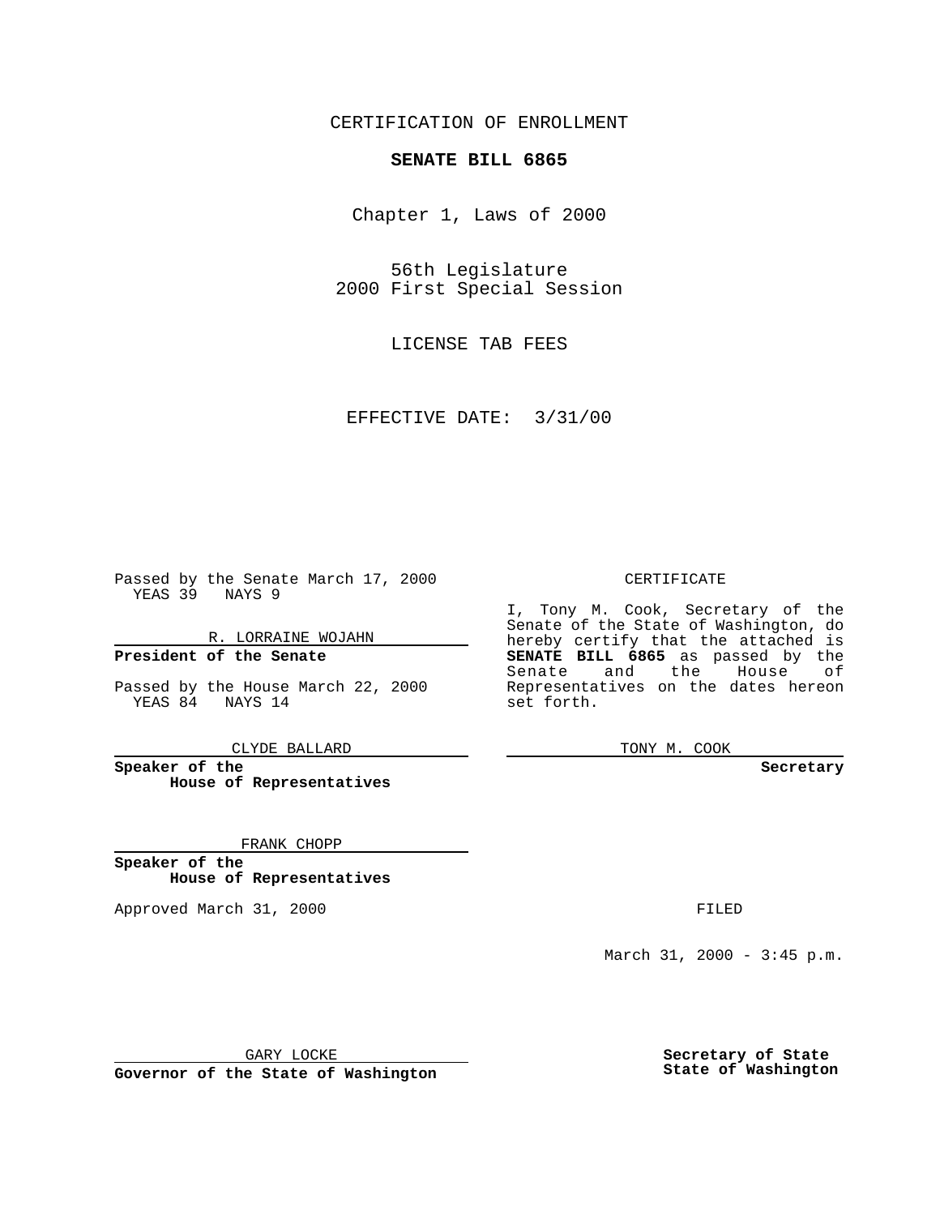CERTIFICATION OF ENROLLMENT

**SENATE BILL 6865**

Chapter 1, Laws of 2000

56th Legislature
2000 First Special Session

LICENSE TAB FEES

EFFECTIVE DATE: 3/31/00

Passed by the Senate March 17, 2000
YEAS 39 NAYS 9

R. LORRAINE WOJAHN

**President of the Senate**

Passed by the House March 22, 2000
YEAS 84 NAYS 14

CLYDE BALLARD

**Speaker of the House of Representatives**

FRANK CHOPP

**Speaker of the House of Representatives**

Approved March 31, 2000

GARY LOCKE

**Governor of the State of Washington**

CERTIFICATE

I, Tony M. Cook, Secretary of the Senate of the State of Washington, do hereby certify that the attached is **SENATE BILL 6865** as passed by the Senate and the House of Representatives on the dates hereon set forth.

TONY M. COOK

**Secretary**

FILED

March 31, 2000 - 3:45 p.m.

**Secretary of State**
**State of Washington**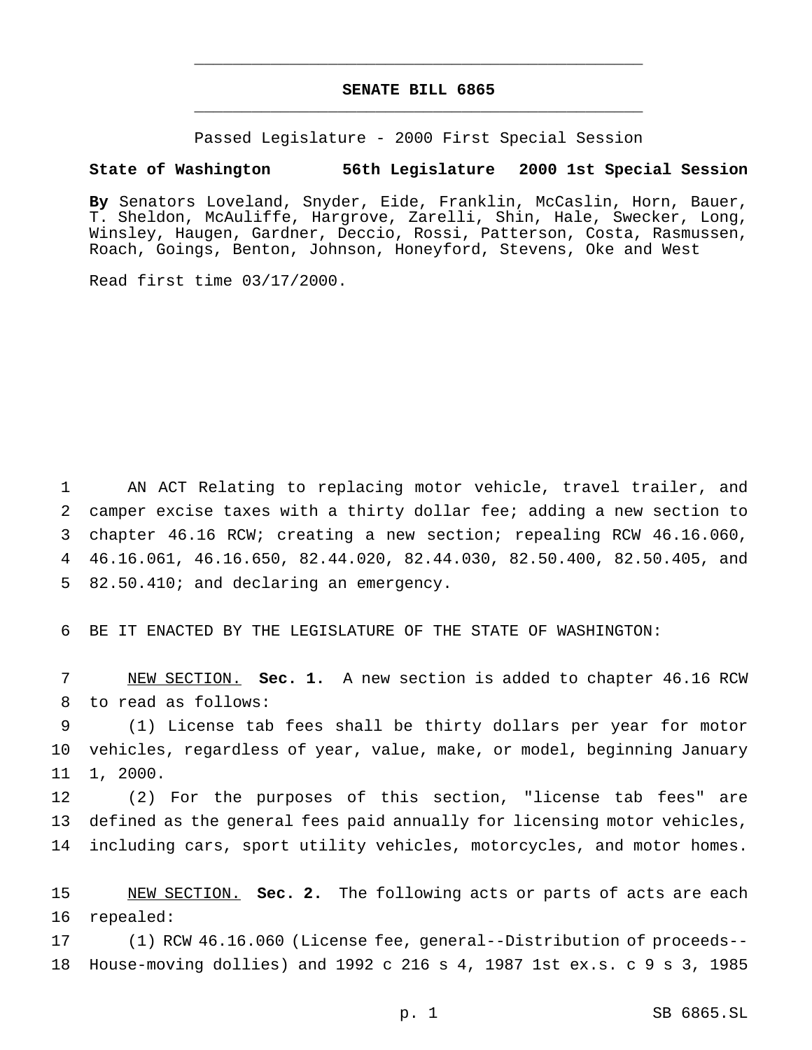# SENATE BILL 6865

Passed Legislature - 2000 First Special Session

**State of Washington 56th Legislature 2000 1st Special Session**

**By** Senators Loveland, Snyder, Eide, Franklin, McCaslin, Horn, Bauer, T. Sheldon, McAuliffe, Hargrove, Zarelli, Shin, Hale, Swecker, Long, Winsley, Haugen, Gardner, Deccio, Rossi, Patterson, Costa, Rasmussen, Roach, Goings, Benton, Johnson, Honeyford, Stevens, Oke and West

Read first time 03/17/2000.

1 AN ACT Relating to replacing motor vehicle, travel trailer, and
2 camper excise taxes with a thirty dollar fee; adding a new section to
3 chapter 46.16 RCW; creating a new section; repealing RCW 46.16.060,
4 46.16.061, 46.16.650, 82.44.020, 82.44.030, 82.50.400, 82.50.405, and
5 82.50.410; and declaring an emergency.

6 BE IT ENACTED BY THE LEGISLATURE OF THE STATE OF WASHINGTON:

7 NEW SECTION. **Sec. 1.** A new section is added to chapter 46.16 RCW
8 to read as follows:
9 (1) License tab fees shall be thirty dollars per year for motor
10 vehicles, regardless of year, value, make, or model, beginning January
11 1, 2000.
12 (2) For the purposes of this section, "license tab fees" are
13 defined as the general fees paid annually for licensing motor vehicles,
14 including cars, sport utility vehicles, motorcycles, and motor homes.

15 NEW SECTION. **Sec. 2.** The following acts or parts of acts are each
16 repealed:
17 (1) RCW 46.16.060 (License fee, general--Distribution of proceeds--
18 House-moving dollies) and 1992 c 216 s 4, 1987 1st ex.s. c 9 s 3, 1985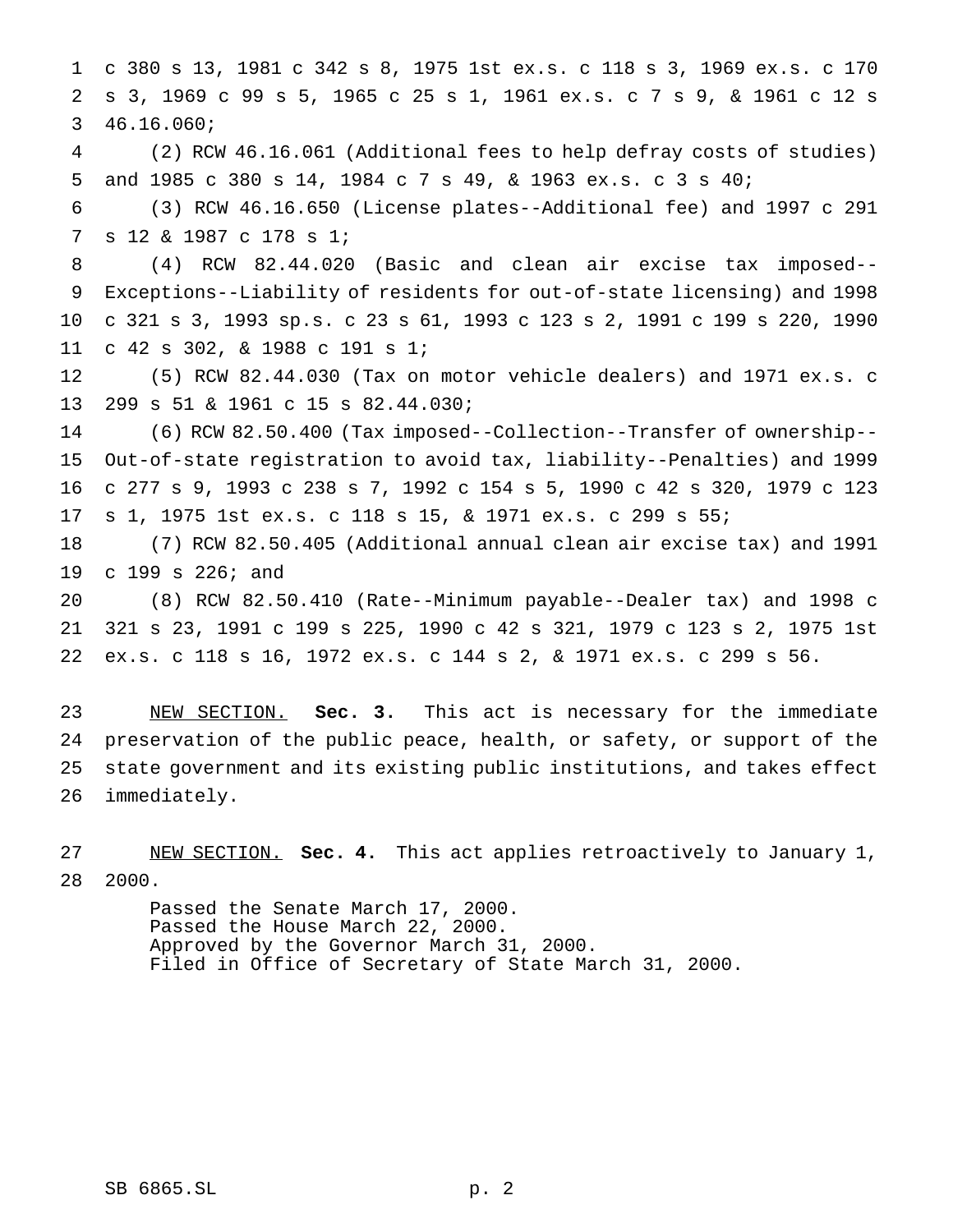c 380 s 13, 1981 c 342 s 8, 1975 1st ex.s. c 118 s 3, 1969 ex.s. c 170 s 3, 1969 c 99 s 5, 1965 c 25 s 1, 1961 ex.s. c 7 s 9, & 1961 c 12 s 46.16.060;

(2) RCW 46.16.061 (Additional fees to help defray costs of studies) and 1985 c 380 s 14, 1984 c 7 s 49, & 1963 ex.s. c 3 s 40;

(3) RCW 46.16.650 (License plates--Additional fee) and 1997 c 291 s 12 & 1987 c 178 s 1;

(4) RCW 82.44.020 (Basic and clean air excise tax imposed--Exceptions--Liability of residents for out-of-state licensing) and 1998 c 321 s 3, 1993 sp.s. c 23 s 61, 1993 c 123 s 2, 1991 c 199 s 220, 1990 c 42 s 302, & 1988 c 191 s 1;

(5) RCW 82.44.030 (Tax on motor vehicle dealers) and 1971 ex.s. c 299 s 51 & 1961 c 15 s 82.44.030;

(6) RCW 82.50.400 (Tax imposed--Collection--Transfer of ownership--Out-of-state registration to avoid tax, liability--Penalties) and 1999 c 277 s 9, 1993 c 238 s 7, 1992 c 154 s 5, 1990 c 42 s 320, 1979 c 123 s 1, 1975 1st ex.s. c 118 s 15, & 1971 ex.s. c 299 s 55;

(7) RCW 82.50.405 (Additional annual clean air excise tax) and 1991 c 199 s 226; and

(8) RCW 82.50.410 (Rate--Minimum payable--Dealer tax) and 1998 c 321 s 23, 1991 c 199 s 225, 1990 c 42 s 321, 1979 c 123 s 2, 1975 1st ex.s. c 118 s 16, 1972 ex.s. c 144 s 2, & 1971 ex.s. c 299 s 56.

NEW SECTION. **Sec. 3.** This act is necessary for the immediate preservation of the public peace, health, or safety, or support of the state government and its existing public institutions, and takes effect immediately.

NEW SECTION. **Sec. 4.** This act applies retroactively to January 1, 2000.

Passed the Senate March 17, 2000.
Passed the House March 22, 2000.
Approved by the Governor March 31, 2000.
Filed in Office of Secretary of State March 31, 2000.